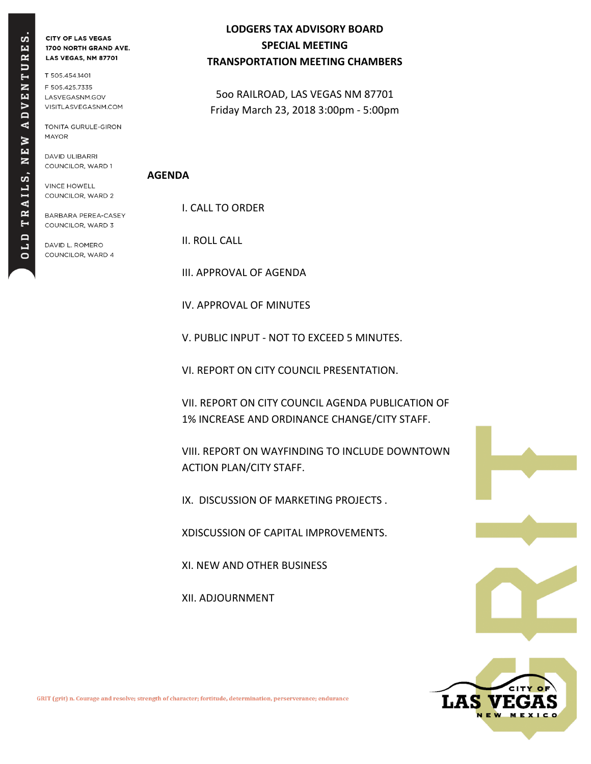CITY OF LAS VEGAS
1700 NORTH GRAND AVE.
LAS VEGAS, NM 87701

T 505.454.1401
F 505.425.7335
LASVEGASNM.GOV
VISITLASVEGASNM.COM

TONITA GURULE-GIRON
MAYOR

DAVID ULIBARRI
COUNCILOR, WARD 1

VINCE HOWELL
COUNCILOR, WARD 2

BARBARA PEREA-CASEY
COUNCILOR, WARD 3

DAVID L. ROMERO
COUNCILOR, WARD 4

# LODGERS TAX ADVISORY BOARD
## SPECIAL MEETING
## TRANSPORTATION MEETING CHAMBERS

5oo RAILROAD, LAS VEGAS NM 87701
Friday March 23, 2018 3:00pm - 5:00pm

**AGENDA**

I. CALL TO ORDER

II. ROLL CALL

III. APPROVAL OF AGENDA

IV. APPROVAL OF MINUTES

V. PUBLIC INPUT - NOT TO EXCEED 5 MINUTES.

VI. REPORT ON CITY COUNCIL PRESENTATION.

VII. REPORT ON CITY COUNCIL AGENDA PUBLICATION OF 1% INCREASE AND ORDINANCE CHANGE/CITY STAFF.

VIII. REPORT ON WAYFINDING TO INCLUDE DOWNTOWN ACTION PLAN/CITY STAFF.

IX. DISCUSSION OF MARKETING PROJECTS .

XDISCUSSION OF CAPITAL IMPROVEMENTS.

XI. NEW AND OTHER BUSINESS

XII. ADJOURNMENT

GRIT (grit) n. Courage and resolve; strength of character; fortitude, determination, perserverance; endurance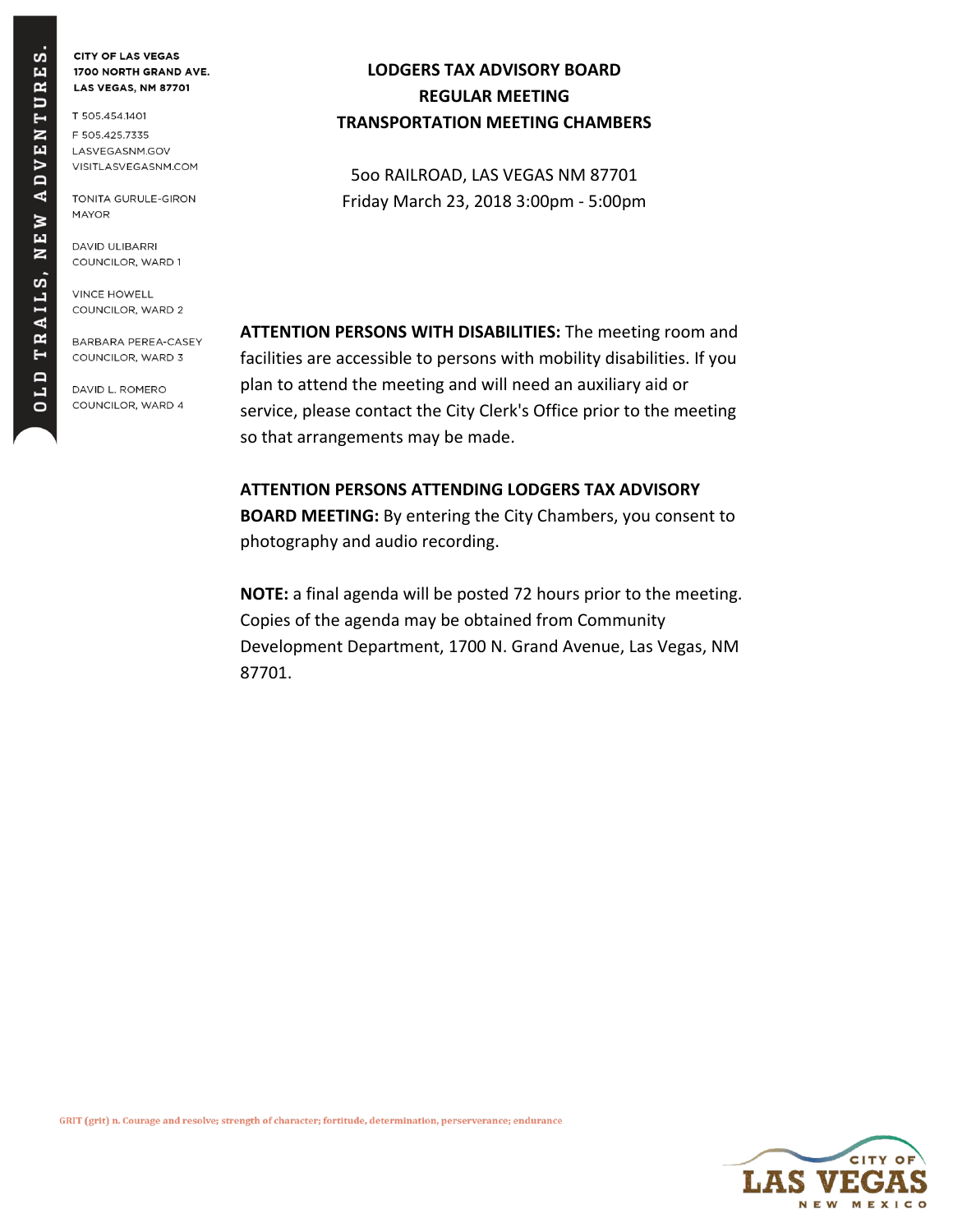OLD TRAILS, NEW ADVENTURES.

**CITY OF LAS VEGAS**
**1700 NORTH GRAND AVE.**
**LAS VEGAS, NM 87701**

T 505.454.1401
F 505.425.7335
LASVEGASNM.GOV
VISITLASVEGASNM.COM

TONITA GURULE-GIRON
MAYOR

DAVID ULIBARRI
COUNCILOR, WARD 1

VINCE HOWELL
COUNCILOR, WARD 2

BARBARA PEREA-CASEY
COUNCILOR, WARD 3

DAVID L. ROMERO
COUNCILOR, WARD 4

**LODGERS TAX ADVISORY BOARD**
**REGULAR MEETING**
**TRANSPORTATION MEETING CHAMBERS**

5oo RAILROAD, LAS VEGAS NM 87701
Friday March 23, 2018 3:00pm - 5:00pm

**ATTENTION PERSONS WITH DISABILITIES:** The meeting room and facilities are accessible to persons with mobility disabilities. If you plan to attend the meeting and will need an auxiliary aid or service, please contact the City Clerk's Office prior to the meeting so that arrangements may be made.

**ATTENTION PERSONS ATTENDING LODGERS TAX ADVISORY BOARD MEETING:** By entering the City Chambers, you consent to photography and audio recording.

**NOTE:** a final agenda will be posted 72 hours prior to the meeting. Copies of the agenda may be obtained from Community Development Department, 1700 N. Grand Avenue, Las Vegas, NM 87701.

GRIT (grit) n. Courage and resolve; strength of character; fortitude, determination, perserverance; endurance

CITY OF LAS VEGAS NEW MEXICO